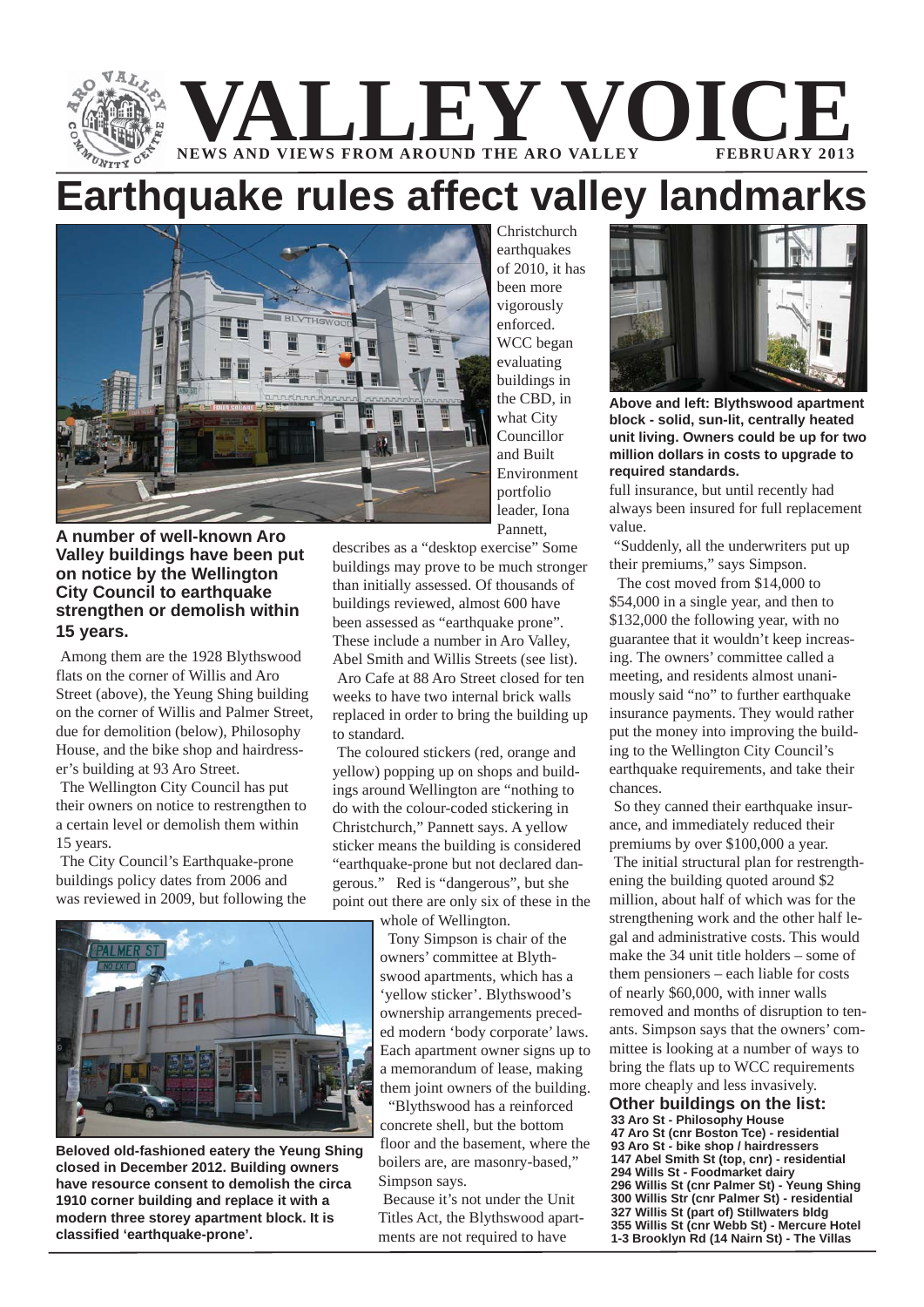# VALLEY VOICE

**NEWS AND VIEWS FROM AROUND THE ARO VALLEY** **FEBRUARY 2013**

# Earthquake rules affect valley landmarks

**A number of well-known Aro Valley buildings have been put on notice by the Wellington City Council to earthquake strengthen or demolish within 15 years.**

Among them are the 1928 Blythswood flats on the corner of Willis and Aro Street (above), the Yeung Shing building on the corner of Willis and Palmer Street, due for demolition (below), Philosophy House, and the bike shop and hairdresser's building at 93 Aro Street.

The Wellington City Council has put their owners on notice to restrengthen to a certain level or demolish them within 15 years.

The City Council's Earthquake-prone buildings policy dates from 2006 and was reviewed in 2009, but following the Christchurch earthquakes of 2010, it has been more vigorously enforced. WCC began evaluating buildings in the CBD, in what City Councillor and Built Environment portfolio leader, Iona Pannett, describes as a "desktop exercise" Some buildings may prove to be much stronger than initially assessed. Of thousands of buildings reviewed, almost 600 have been assessed as "earthquake prone". These include a number in Aro Valley, Abel Smith and Willis Streets (see list).

Aro Cafe at 88 Aro Street closed for ten weeks to have two internal brick walls replaced in order to bring the building up to standard.

The coloured stickers (red, orange and yellow) popping up on shops and buildings around Wellington are "nothing to do with the colour-coded stickering in Christchurch," Pannett says. A yellow sticker means the building is considered "earthquake-prone but not declared dangerous." Red is "dangerous", but she point out there are only six of these in the whole of Wellington.

**Beloved old-fashioned eatery the Yeung Shing closed in December 2012. Building owners have resource consent to demolish the circa 1910 corner building and replace it with a modern three storey apartment block. It is classified 'earthquake-prone'.**

Tony Simpson is chair of the owners' committee at Blythswood apartments, which has a 'yellow sticker'. Blythswood's ownership arrangements preceded modern 'body corporate' laws. Each apartment owner signs up to a memorandum of lease, making them joint owners of the building.

"Blythswood has a reinforced concrete shell, but the bottom floor and the basement, where the boilers are, are masonry-based," Simpson says.

Because it's not under the Unit Titles Act, the Blythswood apartments are not required to have full insurance, but until recently had always been insured for full replacement value.

**Above and left: Blythswood apartment block - solid, sun-lit, centrally heated unit living. Owners could be up for two million dollars in costs to upgrade to required standards.**

"Suddenly, all the underwriters put up their premiums," says Simpson.

The cost moved from $14,000 to $54,000 in a single year, and then to $132,000 the following year, with no guarantee that it wouldn't keep increasing. The owners' committee called a meeting, and residents almost unanimously said "no" to further earthquake insurance payments. They would rather put the money into improving the building to the Wellington City Council's earthquake requirements, and take their chances.

So they canned their earthquake insurance, and immediately reduced their premiums by over $100,000 a year.

The initial structural plan for restrengthening the building quoted around $2 million, about half of which was for the strengthening work and the other half legal and administrative costs. This would make the 34 unit title holders – some of them pensioners – each liable for costs of nearly $60,000, with inner walls removed and months of disruption to tenants. Simpson says that the owners' committee is looking at a number of ways to bring the flats up to WCC requirements more cheaply and less invasively.

## Other buildings on the list:

- **33 Aro St - Philosophy House**
- **47 Aro St (cnr Boston Tce) - residential**
- **93 Aro St - bike shop / hairdressers**
- **147 Abel Smith St (top, cnr) - residential**
- **294 Wills St - Foodmarket dairy**
- **296 Willis St (cnr Palmer St) - Yeung Shing**
- **300 Willis Str (cnr Palmer St) - residential**
- **327 Willis St (part of) Stillwaters bldg**
- **355 Willis St (cnr Webb St) - Mercure Hotel**
- **1-3 Brooklyn Rd (14 Nairn St) - The Villas**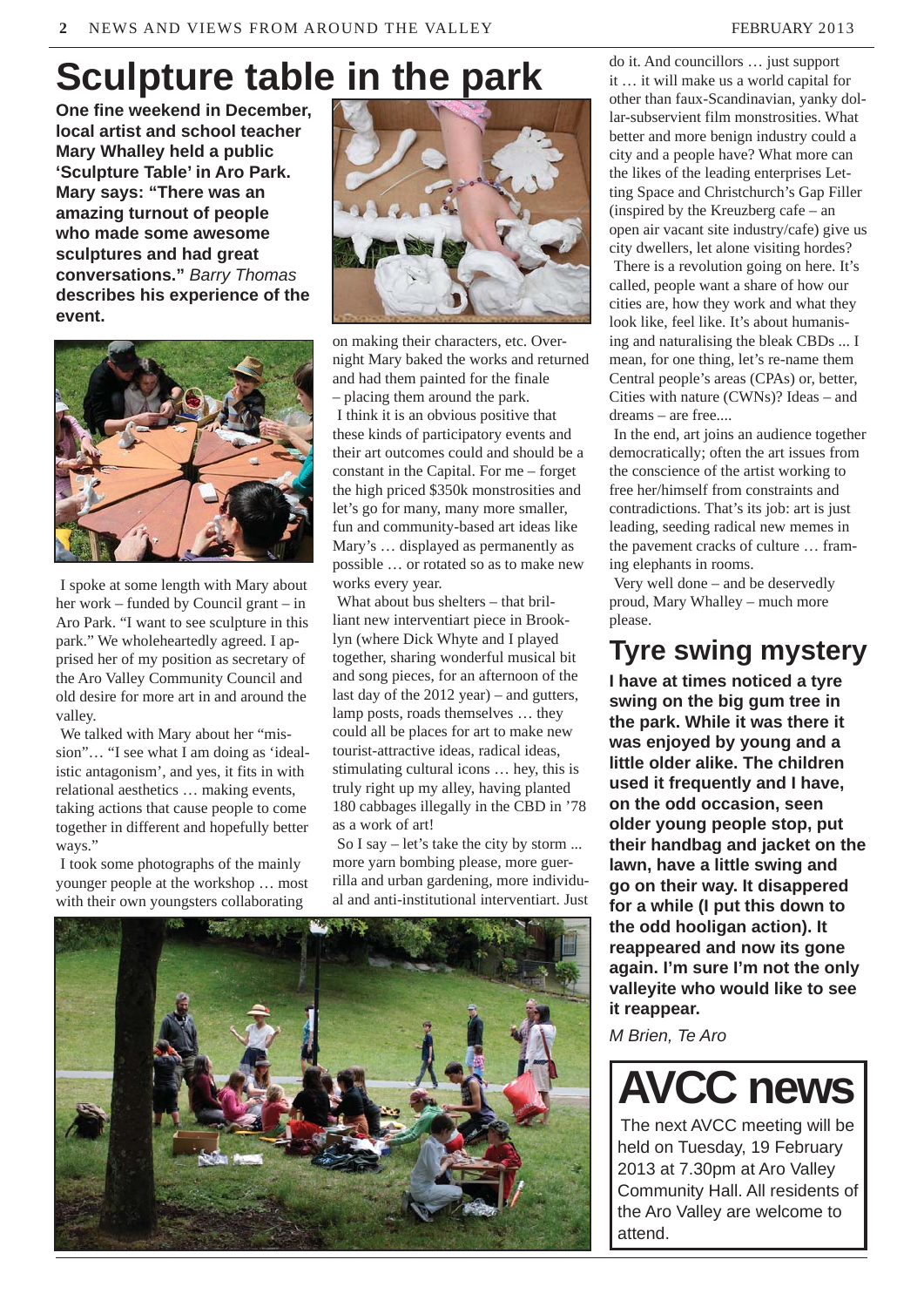# Sculpture table in the park

**One fine weekend in December, local artist and school teacher Mary Whalley held a public 'Sculpture Table' in Aro Park. Mary says: "There was an amazing turnout of people who made some awesome sculptures and had great conversations."** *Barry Thomas* **describes his experience of the event.**

I spoke at some length with Mary about her work – funded by Council grant – in Aro Park. "I want to see sculpture in this park." We wholeheartedly agreed. I apprised her of my position as secretary of the Aro Valley Community Council and old desire for more art in and around the valley.

We talked with Mary about her "mission"… "I see what I am doing as 'idealistic antagonism', and yes, it fits in with relational aesthetics … making events, taking actions that cause people to come together in different and hopefully better ways."

I took some photographs of the mainly younger people at the workshop … most with their own youngsters collaborating on making their characters, etc. Overnight Mary baked the works and returned and had them painted for the finale – placing them around the park.

I think it is an obvious positive that these kinds of participatory events and their art outcomes could and should be a constant in the Capital. For me – forget the high priced $350k monstrosities and let's go for many, many more smaller, fun and community-based art ideas like Mary's … displayed as permanently as possible … or rotated so as to make new works every year.

What about bus shelters – that brilliant new interventiart piece in Brooklyn (where Dick Whyte and I played together, sharing wonderful musical bit and song pieces, for an afternoon of the last day of the 2012 year) – and gutters, lamp posts, roads themselves … they could all be places for art to make new tourist-attractive ideas, radical ideas, stimulating cultural icons … hey, this is truly right up my alley, having planted 180 cabbages illegally in the CBD in '78 as a work of art!

So I say – let's take the city by storm ... more yarn bombing please, more guerrilla and urban gardening, more individual and anti-institutional interventiart. Just do it. And councillors … just support it … it will make us a world capital for other than faux-Scandinavian, yanky dollar-subservient film monstrosities. What better and more benign industry could a city and a people have? What more can the likes of the leading enterprises Letting Space and Christchurch's Gap Filler (inspired by the Kreuzberg cafe – an open air vacant site industry/cafe) give us city dwellers, let alone visiting hordes?

There is a revolution going on here. It's called, people want a share of how our cities are, how they work and what they look like, feel like. It's about humanising and naturalising the bleak CBDs ... I mean, for one thing, let's re-name them Central people's areas (CPAs) or, better, Cities with nature (CWNs)? Ideas – and dreams – are free....

In the end, art joins an audience together democratically; often the art issues from the conscience of the artist working to free her/himself from constraints and contradictions. That's its job: art is just leading, seeding radical new memes in the pavement cracks of culture … framing elephants in rooms.

Very well done – and be deservedly proud, Mary Whalley – much more please.

# Tyre swing mystery

**I have at times noticed a tyre swing on the big gum tree in the park. While it was there it was enjoyed by young and a little older alike. The children used it frequently and I have, on the odd occasion, seen older young people stop, put their handbag and jacket on the lawn, have a little swing and go on their way. It disappered for a while (I put this down to the odd hooligan action). It reappeared and now its gone again. I'm sure I'm not the only valleyite who would like to see it reappear.**

*M Brien, Te Aro*

# AVCC news

The next AVCC meeting will be held on Tuesday, 19 February 2013 at 7.30pm at Aro Valley Community Hall. All residents of the Aro Valley are welcome to attend.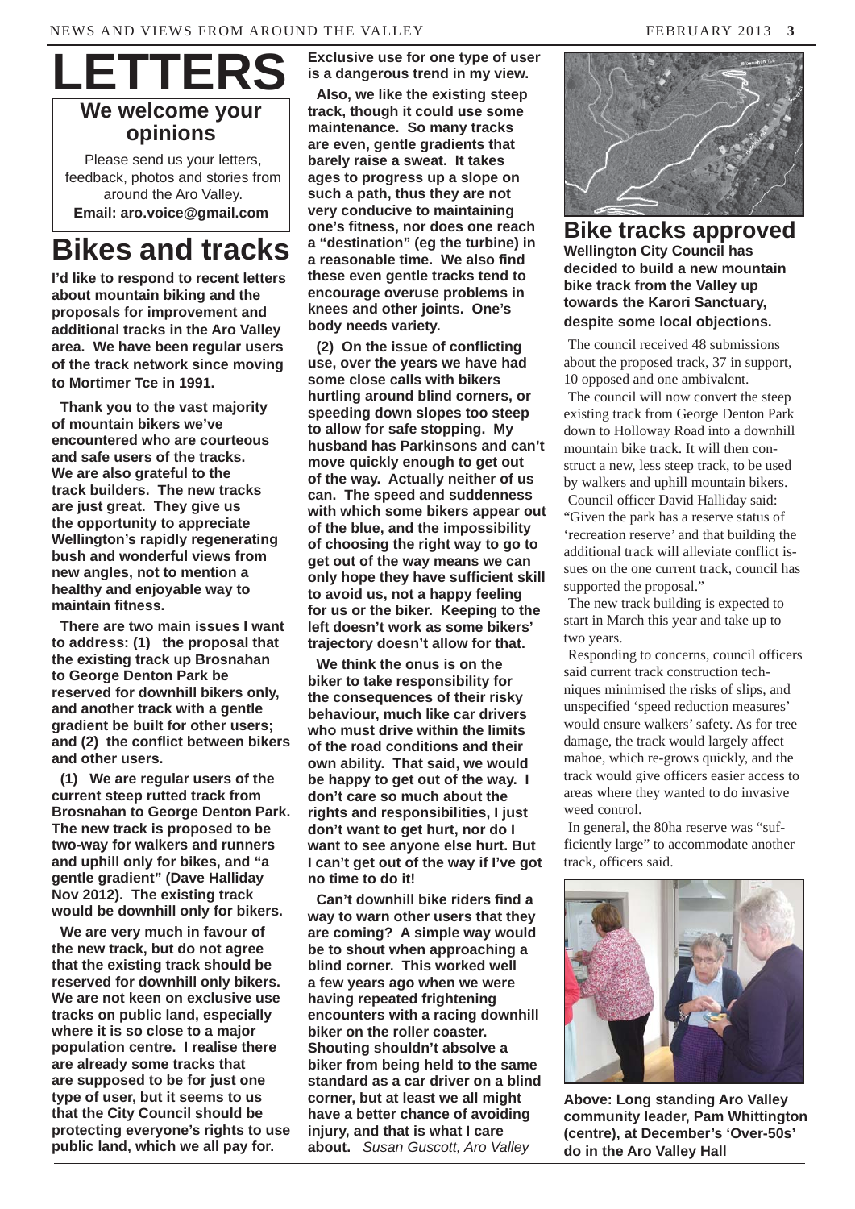# LETTERS

## We welcome your opinions

Please send us your letters, feedback, photos and stories from around the Aro Valley.
**Email: aro.voice@gmail.com**

## Bikes and tracks

**I'd like to respond to recent letters about mountain biking and the proposals for improvement and additional tracks in the Aro Valley area. We have been regular users of the track network since moving to Mortimer Tce in 1991.**

**Thank you to the vast majority of mountain bikers we've encountered who are courteous and safe users of the tracks. We are also grateful to the track builders. The new tracks are just great. They give us the opportunity to appreciate Wellington's rapidly regenerating bush and wonderful views from new angles, not to mention a healthy and enjoyable way to maintain fitness.**

**There are two main issues I want to address: (1) the proposal that the existing track up Brosnahan to George Denton Park be reserved for downhill bikers only, and another track with a gentle gradient be built for other users; and (2) the conflict between bikers and other users.**

**(1) We are regular users of the current steep rutted track from Brosnahan to George Denton Park. The new track is proposed to be two-way for walkers and runners and uphill only for bikes, and "a gentle gradient" (Dave Halliday Nov 2012). The existing track would be downhill only for bikers.**

**We are very much in favour of the new track, but do not agree that the existing track should be reserved for downhill only bikers. We are not keen on exclusive use tracks on public land, especially where it is so close to a major population centre. I realise there are already some tracks that are supposed to be for just one type of user, but it seems to us that the City Council should be protecting everyone's rights to use public land, which we all pay for. Exclusive use for one type of user is a dangerous trend in my view.**

**Also, we like the existing steep track, though it could use some maintenance. So many tracks are even, gentle gradients that barely raise a sweat. It takes ages to progress up a slope on such a path, thus they are not very conducive to maintaining one's fitness, nor does one reach a "destination" (eg the turbine) in a reasonable time. We also find these even gentle tracks tend to encourage overuse problems in knees and other joints. One's body needs variety.**

**(2) On the issue of conflicting use, over the years we have had some close calls with bikers hurtling around blind corners, or speeding down slopes too steep to allow for safe stopping. My husband has Parkinsons and can't move quickly enough to get out of the way. Actually neither of us can. The speed and suddenness with which some bikers appear out of the blue, and the impossibility of choosing the right way to go to get out of the way means we can only hope they have sufficient skill to avoid us, not a happy feeling for us or the biker. Keeping to the left doesn't work as some bikers' trajectory doesn't allow for that.**

**We think the onus is on the biker to take responsibility for the consequences of their risky behaviour, much like car drivers who must drive within the limits of the road conditions and their own ability. That said, we would be happy to get out of the way. I don't care so much about the rights and responsibilities, I just don't want to get hurt, nor do I want to see anyone else hurt. But I can't get out of the way if I've got no time to do it!**

**Can't downhill bike riders find a way to warn other users that they are coming? A simple way would be to shout when approaching a blind corner. This worked well a few years ago when we were having repeated frightening encounters with a racing downhill biker on the roller coaster. Shouting shouldn't absolve a biker from being held to the same standard as a car driver on a blind corner, but at least we all might have a better chance of avoiding injury, and that is what I care about.** *Susan Guscott, Aro Valley*

## Bike tracks approved

**Wellington City Council has decided to build a new mountain bike track from the Valley up towards the Karori Sanctuary, despite some local objections.**

The council received 48 submissions about the proposed track, 37 in support, 10 opposed and one ambivalent.

The council will now convert the steep existing track from George Denton Park down to Holloway Road into a downhill mountain bike track. It will then construct a new, less steep track, to be used by walkers and uphill mountain bikers.

Council officer David Halliday said: "Given the park has a reserve status of 'recreation reserve' and that building the additional track will alleviate conflict issues on the one current track, council has supported the proposal."

The new track building is expected to start in March this year and take up to two years.

Responding to concerns, council officers said current track construction techniques minimised the risks of slips, and unspecified 'speed reduction measures' would ensure walkers' safety. As for tree damage, the track would largely affect mahoe, which re-grows quickly, and the track would give officers easier access to areas where they wanted to do invasive weed control.

In general, the 80ha reserve was "sufficiently large" to accommodate another track, officers said.

**Above: Long standing Aro Valley community leader, Pam Whittington (centre), at December's 'Over-50s' do in the Aro Valley Hall**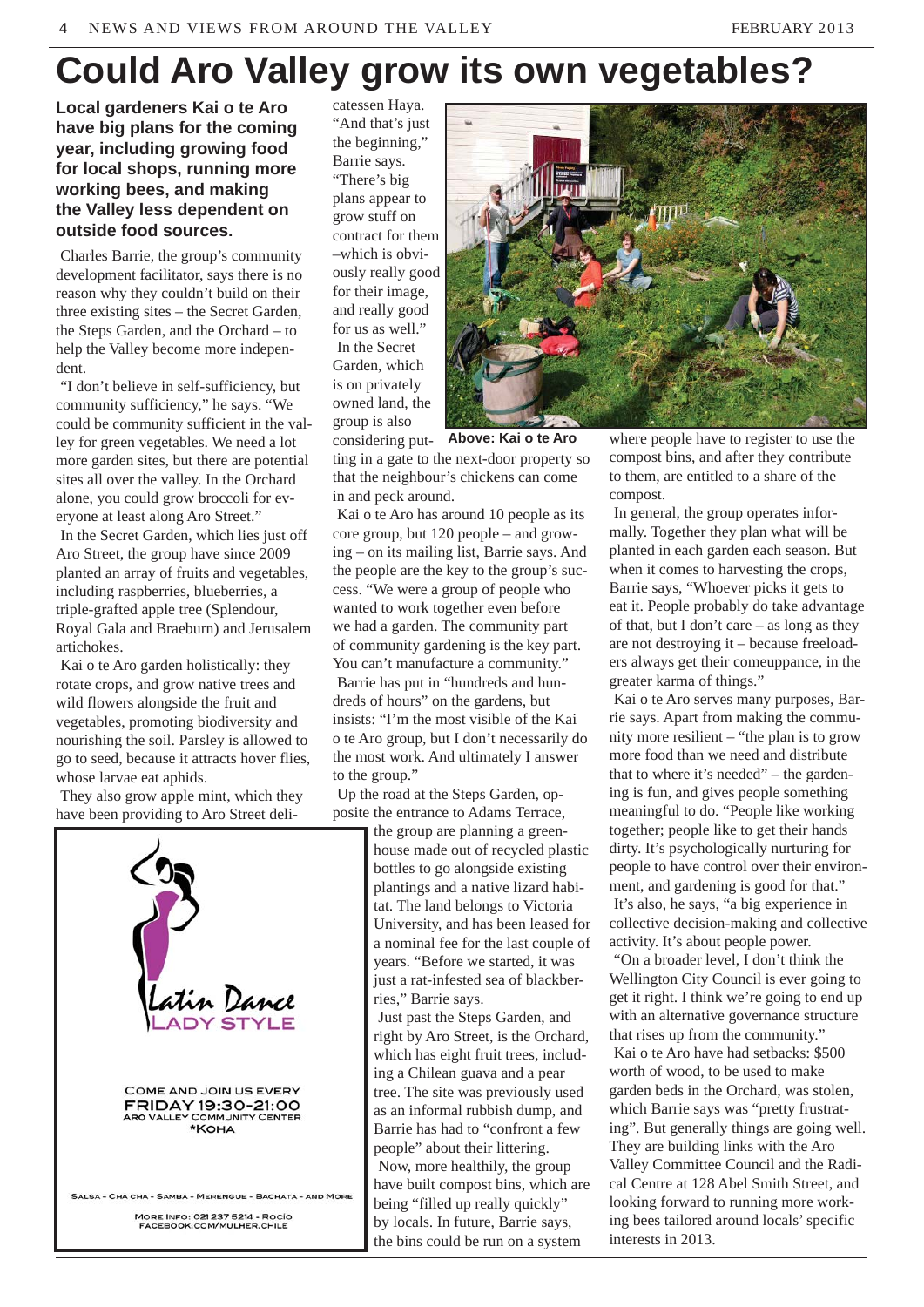# Could Aro Valley grow its own vegetables?

**Local gardeners Kai o te Aro have big plans for the coming year, including growing food for local shops, running more working bees, and making the Valley less dependent on outside food sources.**

Charles Barrie, the group's community development facilitator, says there is no reason why they couldn't build on their three existing sites – the Secret Garden, the Steps Garden, and the Orchard – to help the Valley become more independent.

"I don't believe in self-sufficiency, but community sufficiency," he says. "We could be community sufficient in the valley for green vegetables. We need a lot more garden sites, but there are potential sites all over the valley. In the Orchard alone, you could grow broccoli for everyone at least along Aro Street."

In the Secret Garden, which lies just off Aro Street, the group have since 2009 planted an array of fruits and vegetables, including raspberries, blueberries, a triple-grafted apple tree (Splendour, Royal Gala and Braeburn) and Jerusalem artichokes.

Kai o te Aro garden holistically: they rotate crops, and grow native trees and wild flowers alongside the fruit and vegetables, promoting biodiversity and nourishing the soil. Parsley is allowed to go to seed, because it attracts hover flies, whose larvae eat aphids.

They also grow apple mint, which they have been providing to Aro Street delicatessen Haya. "And that's just the beginning," Barrie says. "There's big plans appear to grow stuff on contract for them –which is obviously really good for their image, and really good for us as well."

In the Secret Garden, which is on privately owned land, the group is also considering putting in a gate to the next-door property so that the neighbour's chickens can come in and peck around.

Above: Kai o te Aro

Kai o te Aro has around 10 people as its core group, but 120 people – and growing – on its mailing list, Barrie says. And the people are the key to the group's success. "We were a group of people who wanted to work together even before we had a garden. The community part of community gardening is the key part. You can't manufacture a community."

Barrie has put in "hundreds and hundreds of hours" on the gardens, but insists: "I'm the most visible of the Kai o te Aro group, but I don't necessarily do the most work. And ultimately I answer to the group."

Up the road at the Steps Garden, opposite the entrance to Adams Terrace, the group are planning a greenhouse made out of recycled plastic bottles to go alongside existing plantings and a native lizard habitat. The land belongs to Victoria University, and has been leased for a nominal fee for the last couple of years. "Before we started, it was just a rat-infested sea of blackberries," Barrie says.

Just past the Steps Garden, and right by Aro Street, is the Orchard, which has eight fruit trees, including a Chilean guava and a pear tree. The site was previously used as an informal rubbish dump, and Barrie has had to "confront a few people" about their littering.

Now, more healthily, the group have built compost bins, which are being "filled up really quickly" by locals. In future, Barrie says, the bins could be run on a system where people have to register to use the compost bins, and after they contribute to them, are entitled to a share of the compost.

In general, the group operates informally. Together they plan what will be planted in each garden each season. But when it comes to harvesting the crops, Barrie says, "Whoever picks it gets to eat it. People probably do take advantage of that, but I don't care – as long as they are not destroying it – because freeloaders always get their comeuppance, in the greater karma of things."

Kai o te Aro serves many purposes, Barrie says. Apart from making the community more resilient – "the plan is to grow more food than we need and distribute that to where it's needed" – the gardening is fun, and gives people something meaningful to do. "People like working together; people like to get their hands dirty. It's psychologically nurturing for people to have control over their environment, and gardening is good for that."

It's also, he says, "a big experience in collective decision-making and collective activity. It's about people power.

"On a broader level, I don't think the Wellington City Council is ever going to get it right. I think we're going to end up with an alternative governance structure that rises up from the community."

Kai o te Aro have had setbacks: $500 worth of wood, to be used to make garden beds in the Orchard, was stolen, which Barrie says was "pretty frustrating". But generally things are going well. They are building links with the Aro Valley Committee Council and the Radical Centre at 128 Abel Smith Street, and looking forward to running more working bees tailored around locals' specific interests in 2013.

---

**Latin Dance**
LADY STYLE

COME AND JOIN US EVERY
FRIDAY 19:30-21:00
ARO VALLEY COMMUNITY CENTER
*KOHA

SALSA - CHA CHA - SAMBA - MERENGUE - BACHATA - AND MORE

MORE INFO: 021 237 5214 - Rocío
FACEBOOK.COM/MULHER.CHILE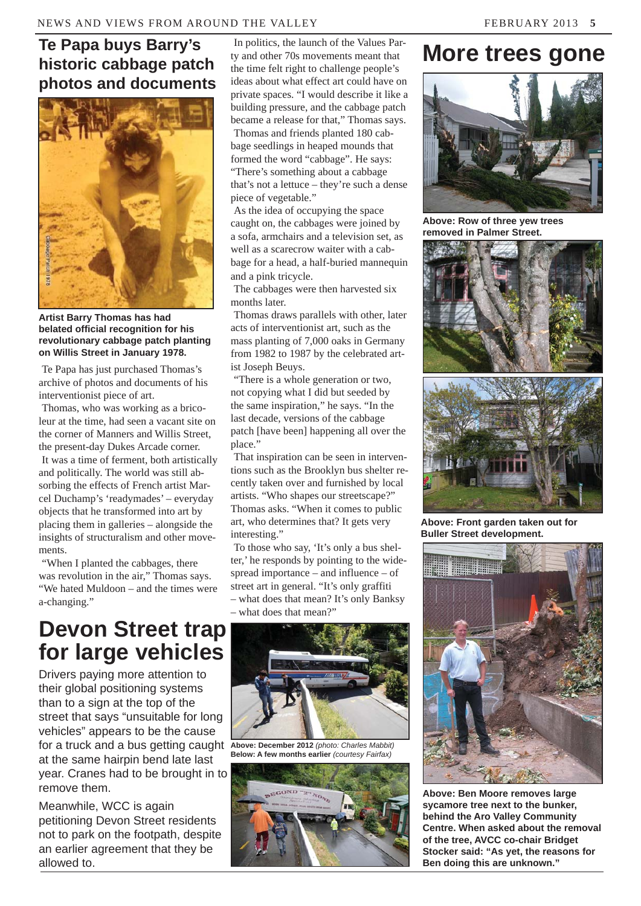# Te Papa buys Barry's historic cabbage patch photos and documents

**Artist Barry Thomas has had belated official recognition for his revolutionary cabbage patch planting on Willis Street in January 1978.**

Te Papa has just purchased Thomas's archive of photos and documents of his interventionist piece of art.

Thomas, who was working as a bricoleur at the time, had seen a vacant site on the corner of Manners and Willis Street, the present-day Dukes Arcade corner.

It was a time of ferment, both artistically and politically. The world was still absorbing the effects of French artist Marcel Duchamp's 'readymades' – everyday objects that he transformed into art by placing them in galleries – alongside the insights of structuralism and other movements.

"When I planted the cabbages, there was revolution in the air," Thomas says. "We hated Muldoon – and the times were a-changing."

In politics, the launch of the Values Party and other 70s movements meant that the time felt right to challenge people's ideas about what effect art could have on private spaces. "I would describe it like a building pressure, and the cabbage patch became a release for that," Thomas says.

Thomas and friends planted 180 cabbage seedlings in heaped mounds that formed the word "cabbage". He says: "There's something about a cabbage that's not a lettuce – they're such a dense piece of vegetable."

As the idea of occupying the space caught on, the cabbages were joined by a sofa, armchairs and a television set, as well as a scarecrow waiter with a cabbage for a head, a half-buried mannequin and a pink tricycle.

The cabbages were then harvested six months later.

Thomas draws parallels with other, later acts of interventionist art, such as the mass planting of 7,000 oaks in Germany from 1982 to 1987 by the celebrated artist Joseph Beuys.

"There is a whole generation or two, not copying what I did but seeded by the same inspiration," he says. "In the last decade, versions of the cabbage patch [have been] happening all over the place."

That inspiration can be seen in interventions such as the Brooklyn bus shelter recently taken over and furnished by local artists. "Who shapes our streetscape?" Thomas asks. "When it comes to public art, who determines that? It gets very interesting."

To those who say, 'It's only a bus shelter,' he responds by pointing to the widespread importance – and influence – of street art in general. "It's only graffiti – what does that mean? It's only Banksy – what does that mean?"

# Devon Street trap for large vehicles

Drivers paying more attention to their global positioning systems than to a sign at the top of the street that says "unsuitable for long vehicles" appears to be the cause for a truck and a bus getting caught at the same hairpin bend late last year. Cranes had to be brought in to remove them.

Meanwhile, WCC is again petitioning Devon Street residents not to park on the footpath, despite an earlier agreement that they be allowed to.

**Above: December 2012** *(photo: Charles Mabbit)*
**Below: A few months earlier** *(courtesy Fairfax)*

# More trees gone

**Above: Row of three yew trees removed in Palmer Street.**

**Above: Front garden taken out for Buller Street development.**

**Above: Ben Moore removes large sycamore tree next to the bunker, behind the Aro Valley Community Centre. When asked about the removal of the tree, AVCC co-chair Bridget Stocker said: "As yet, the reasons for Ben doing this are unknown."**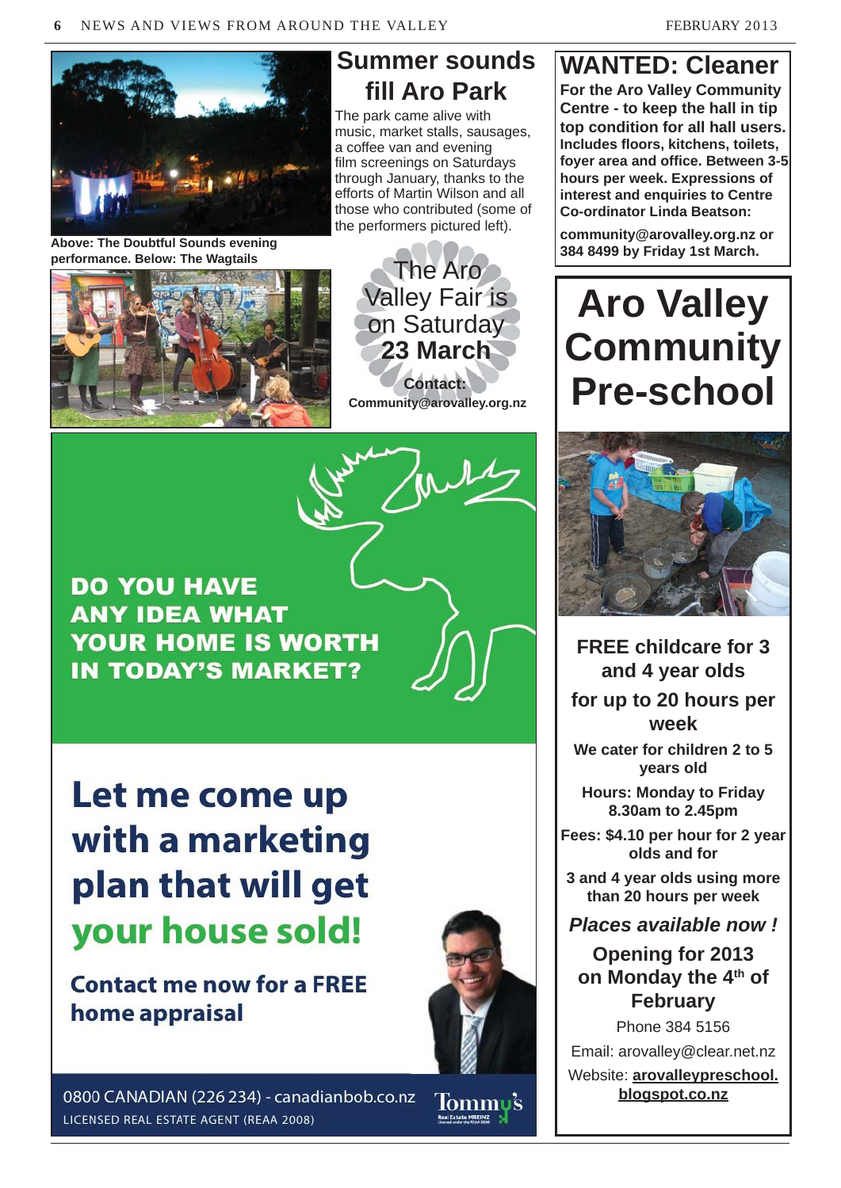## Summer sounds fill Aro Park

The park came alive with music, market stalls, sausages, a coffee van and evening film screenings on Saturdays through January, thanks to the efforts of Martin Wilson and all those who contributed (some of the performers pictured left).

**Above: The Doubtful Sounds evening performance. Below: The Wagtails**

The Aro Valley Fair is on Saturday **23 March**

**Contact:**
**Community@arovalley.org.nz**

## WANTED: Cleaner

**For the Aro Valley Community Centre - to keep the hall in tip top condition for all hall users. Includes floors, kitchens, toilets, foyer area and office. Between 3-5 hours per week. Expressions of interest and enquiries to Centre Co-ordinator Linda Beatson:**

**community@arovalley.org.nz or 384 8499 by Friday 1st March.**

**DO YOU HAVE ANY IDEA WHAT YOUR HOME IS WORTH IN TODAY'S MARKET?**

**Let me come up with a marketing plan that will get your house sold!**

**Contact me now for a FREE home appraisal**

0800 CANADIAN (226 234) - canadianbob.co.nz
LICENSED REAL ESTATE AGENT (REAA 2008)

Tommy's

# Aro Valley Community Pre-school

**FREE childcare for 3 and 4 year olds**

**for up to 20 hours per week**

**We cater for children 2 to 5 years old**

**Hours: Monday to Friday 8.30am to 2.45pm**

**Fees: $4.10 per hour for 2 year olds and for**

**3 and 4 year olds using more than 20 hours per week**

***Places available now !***

**Opening for 2013 on Monday the 4th of February**

Phone 384 5156

Email: arovalley@clear.net.nz

Website: **arovalleypreschool.blogspot.co.nz**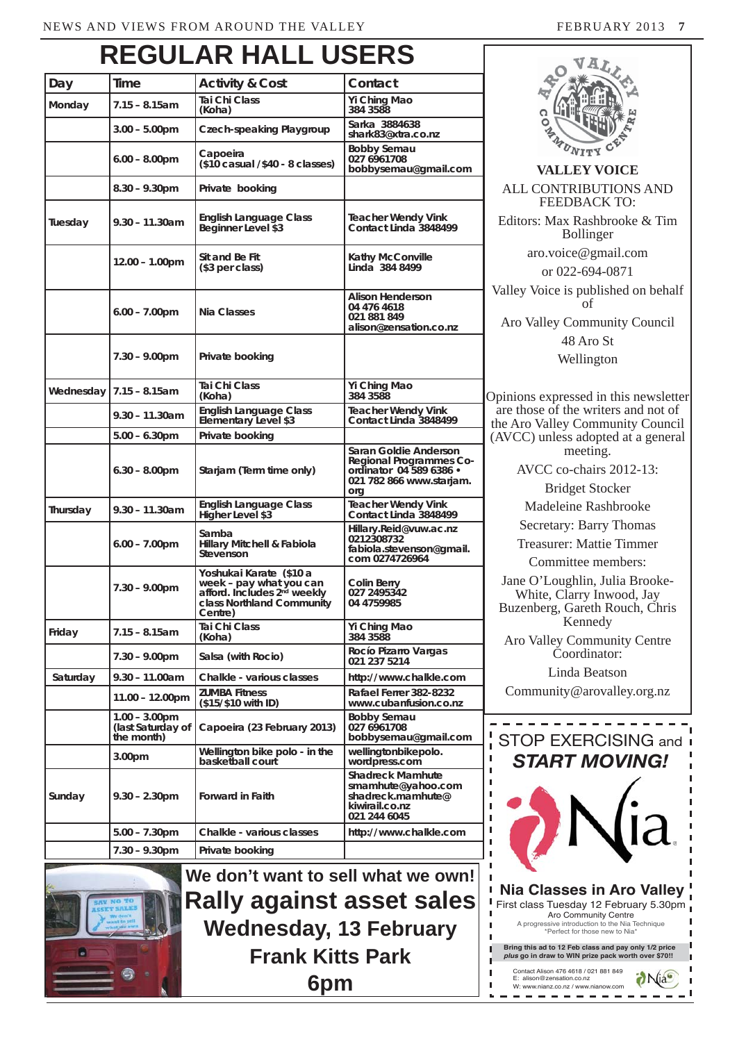# REGULAR HALL USERS

| Day | Time | Activity & Cost | Contact |
|---|---|---|---|
| Monday | 7.15 – 8.15am | Tai Chi Class (Koha) | Yi Ching Mao 384 3588 |
| | 3.00 – 5.00pm | Czech-speaking Playgroup | Sarka 3884638 shark83@xtra.co.nz |
| | 6.00 – 8.00pm | Capoeira ($10 casual / $40 - 8 classes) | Bobby Semau 027 6961708 bobbysemau@gmail.com |
| | 8.30 – 9.30pm | Private booking | |
| Tuesday | 9.30 – 11.30am | English Language Class Beginner Level $3 | Teacher Wendy Vink Contact Linda 3848499 |
| | 12.00 – 1.00pm | Sit and Be Fit ($3 per class) | Kathy McConville Linda 384 8499 |
| | 6.00 – 7.00pm | Nia Classes | Alison Henderson 04 476 4618 021 881 849 alison@zensation.co.nz |
| | 7.30 – 9.00pm | Private booking | |
| Wednesday | 7.15 – 8.15am | Tai Chi Class (Koha) | Yi Ching Mao 384 3588 |
| | 9.30 – 11.30am | English Language Class Elementary Level $3 | Teacher Wendy Vink Contact Linda 3848499 |
| | 5.00 – 6.30pm | Private booking | |
| | 6.30 – 8.00pm | Starjam (Term time only) | Saran Goldie Anderson Regional Programmes Co-ordinator 04 589 6386 • 021 782 866 www.starjam.org |
| Thursday | 9.30 – 11.30am | English Language Class Higher Level $3 | Teacher Wendy Vink Contact Linda 3848499 |
| | 6.00 – 7.00pm | Samba Hillary Mitchell & Fabiola Stevenson | Hillary.Reid@vuw.ac.nz 0212308732 fabiola.stevenson@gmail.com 0274726964 |
| | 7.30 – 9.00pm | Yoshukai Karate ($10 a week – pay what you can afford. Includes 2nd weekly class Northland Community Centre) | Colin Berry 027 2495342 04 4759985 |
| Friday | 7.15 – 8.15am | Tai Chi Class (Koha) | Yi Ching Mao 384 3588 |
| | 7.30 – 9.00pm | Salsa (with Rocio) | Rocío Pizarro Vargas 021 237 5214 |
| Saturday | 9.30 – 11.00am | Chalkle - various classes | http://www.chalkle.com |
| | 11.00 – 12.00pm | ZUMBA Fitness ($15/$10 with ID) | Rafael Ferrer 382-8232 www.cubanfusion.co.nz |
| | 1.00 – 3.00pm (last Saturday of the month) | Capoeira (23 February 2013) | Bobby Semau 027 6961708 bobbysemau@gmail.com |
| | 3.00pm | Wellington bike polo - in the basketball court | wellingtonbikepolo.wordpress.com |
| Sunday | 9.30 – 2.30pm | Forward in Faith | Shadreck Mamhute smamhute@yahoo.com shadreck.mamhute@kiwirail.co.nz 021 244 6045 |
| | 5.00 – 7.30pm | Chalkle - various classes | http://www.chalkle.com |
| | 7.30 – 9.30pm | Private booking | |

## We don't want to sell what we own!

# Rally against asset sales

## Wednesday, 13 February

## Frank Kitts Park

## 6pm

**VALLEY VOICE**

ALL CONTRIBUTIONS AND FEEDBACK TO:

Editors: Max Rashbrooke & Tim Bollinger

aro.voice@gmail.com

or 022-694-0871

Valley Voice is published on behalf of

Aro Valley Community Council

48 Aro St

Wellington

Opinions expressed in this newsletter are those of the writers and not of the Aro Valley Community Council (AVCC) unless adopted at a general meeting.

AVCC co-chairs 2012-13:

Bridget Stocker

Madeleine Rashbrooke

Secretary: Barry Thomas

Treasurer: Mattie Timmer

Committee members:

Jane O'Loughlin, Julia Brooke-White, Clarry Inwood, Jay Buzenberg, Gareth Rouch, Chris Kennedy

Aro Valley Community Centre Coordinator:

Linda Beatson

Community@arovalley.org.nz

## STOP EXERCISING and *START MOVING!*

### Nia Classes in Aro Valley

First class Tuesday 12 February 5.30pm

Aro Community Centre

A progressive introduction to the Nia Technique

*Perfect for those new to Nia*

**Bring this ad to 12 Feb class and pay only 1/2 price *plus* go in draw to WIN prize pack worth over $70!!**

Contact Alison 476 4618 / 021 881 849

E: alison@zensation.co.nz

W: www.nianz.co.nz / www.nianow.com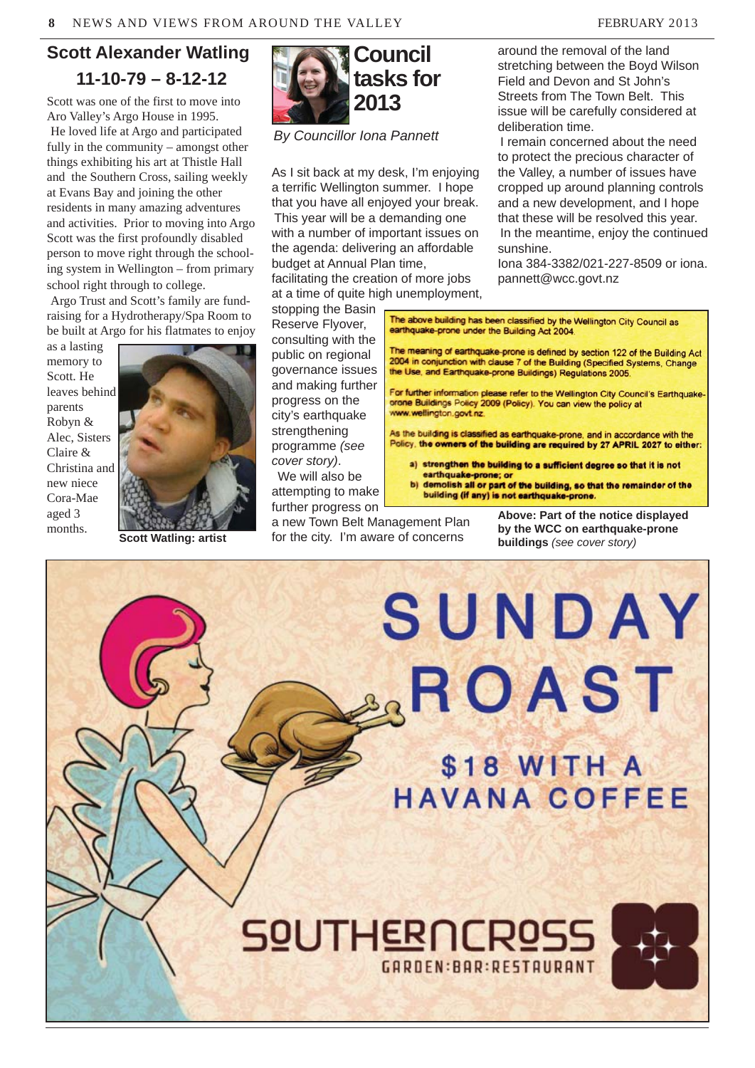## Scott Alexander Watling

## 11-10-79 – 8-12-12

Scott was one of the first to move into Aro Valley's Argo House in 1995.

He loved life at Argo and participated fully in the community – amongst other things exhibiting his art at Thistle Hall and the Southern Cross, sailing weekly at Evans Bay and joining the other residents in many amazing adventures and activities. Prior to moving into Argo Scott was the first profoundly disabled person to move right through the schooling system in Wellington – from primary school right through to college.

Argo Trust and Scott's family are fundraising for a Hydrotherapy/Spa Room to be built at Argo for his flatmates to enjoy as a lasting memory to Scott. He leaves behind parents Robyn & Alec, Sisters Claire & Christina and new niece Cora-Mae aged 3 months.

**Scott Watling: artist**

## Council tasks for 2013

*By Councillor Iona Pannett*

As I sit back at my desk, I'm enjoying a terrific Wellington summer. I hope that you have all enjoyed your break.

This year will be a demanding one with a number of important issues on the agenda: delivering an affordable budget at Annual Plan time, facilitating the creation of more jobs at a time of quite high unemployment, stopping the Basin Reserve Flyover, consulting with the public on regional governance issues and making further progress on the city's earthquake strengthening programme *(see cover story)*.

We will also be attempting to make further progress on a new Town Belt Management Plan for the city. I'm aware of concerns around the removal of the land stretching between the Boyd Wilson Field and Devon and St John's Streets from The Town Belt. This issue will be carefully considered at deliberation time.

I remain concerned about the need to protect the precious character of the Valley, a number of issues have cropped up around planning controls and a new development, and I hope that these will be resolved this year.

In the meantime, enjoy the continued sunshine.

Iona 384-3382/021-227-8509 or iona.pannett@wcc.govt.nz

The above building has been classified by the Wellington City Council as earthquake-prone under the Building Act 2004.

The meaning of earthquake-prone is defined by section 122 of the Building Act 2004 in conjunction with clause 7 of the Building (Specified Systems, Change the Use, and Earthquake-prone Buildings) Regulations 2005.

For further information please refer to the Wellington City Council's Earthquake-prone Buildings Policy 2009 (Policy). You can view the policy at www.wellington.govt.nz.

As the building is classified as earthquake-prone, and in accordance with the Policy, **the owners of the building are required by 27 APRIL 2027 to either:**

**a) strengthen the building to a sufficient degree so that it is not earthquake-prone; or**

**b) demolish all or part of the building, so that the remainder of the building (if any) is not earthquake-prone.**

**Above: Part of the notice displayed by the WCC on earthquake-prone buildings** *(see cover story)*

SUNDAY ROAST

$18 WITH A HAVANA COFFEE

SOUTHERN CROSS

GARDEN:BAR:RESTAURANT